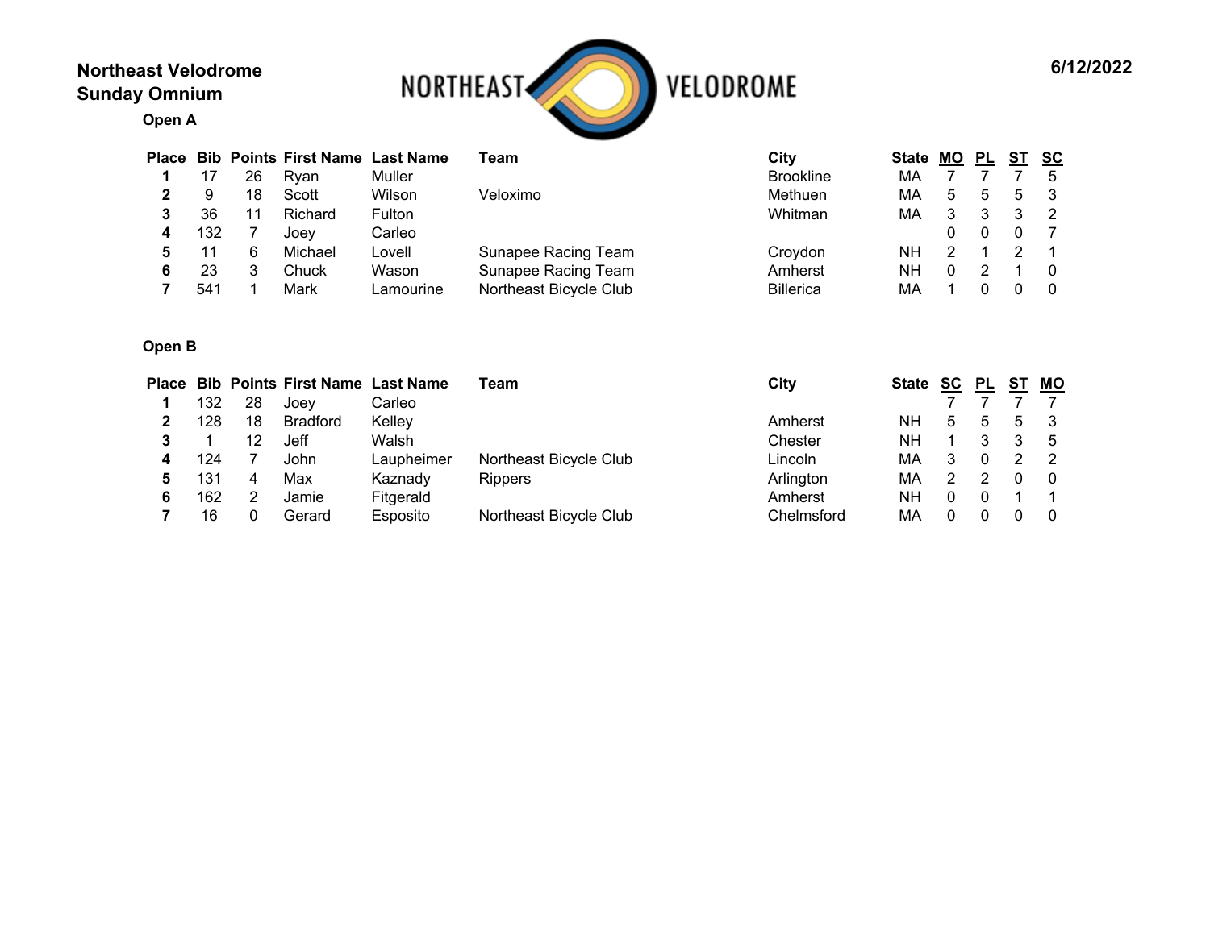**Northeast Velodrome**
**Sunday Omnium**

NORTHEAST VELODROME

**6/12/2022**

### Open A

| Place | Bib | Points | First Name | Last Name | Team | City | State | MO | PL | ST | SC |
|---|---|---|---|---|---|---|---|---|---|---|---|
| **1** | 17 | 26 | Ryan | Muller | | Brookline | MA | 7 | 7 | 7 | 5 |
| **2** | 9 | 18 | Scott | Wilson | Veloximo | Methuen | MA | 5 | 5 | 5 | 3 |
| **3** | 36 | 11 | Richard | Fulton | | Whitman | MA | 3 | 3 | 3 | 2 |
| **4** | 132 | 7 | Joey | Carleo | | | | 0 | 0 | 0 | 7 |
| **5** | 11 | 6 | Michael | Lovell | Sunapee Racing Team | Croydon | NH | 2 | 1 | 2 | 1 |
| **6** | 23 | 3 | Chuck | Wason | Sunapee Racing Team | Amherst | NH | 0 | 2 | 1 | 0 |
| **7** | 541 | 1 | Mark | Lamourine | Northeast Bicycle Club | Billerica | MA | 1 | 0 | 0 | 0 |

### Open B

| Place | Bib | Points | First Name | Last Name | Team | City | State | SC | PL | ST | MO |
|---|---|---|---|---|---|---|---|---|---|---|---|
| **1** | 132 | 28 | Joey | Carleo | | | | 7 | 7 | 7 | 7 |
| **2** | 128 | 18 | Bradford | Kelley | | Amherst | NH | 5 | 5 | 5 | 3 |
| **3** | 1 | 12 | Jeff | Walsh | | Chester | NH | 1 | 3 | 3 | 5 |
| **4** | 124 | 7 | John | Laupheimer | Northeast Bicycle Club | Lincoln | MA | 3 | 0 | 2 | 2 |
| **5** | 131 | 4 | Max | Kaznady | Rippers | Arlington | MA | 2 | 2 | 0 | 0 |
| **6** | 162 | 2 | Jamie | Fitgerald | | Amherst | NH | 0 | 0 | 1 | 1 |
| **7** | 16 | 0 | Gerard | Esposito | Northeast Bicycle Club | Chelmsford | MA | 0 | 0 | 0 | 0 |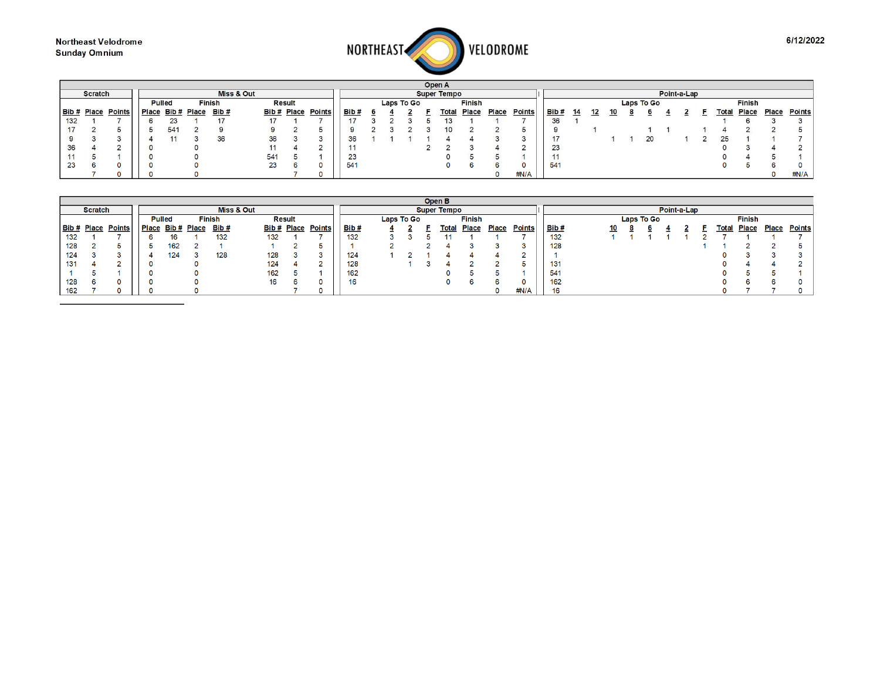**Northeast Velodrome**
**Sunday Omnium**

NORTHEAST VELODROME

6/12/2022

## Open A

### Scratch

| Bib # | Place | Points |
|---|---|---|
| 132 | 1 | 7 |
| 17 | 2 | 5 |
| 9 | 3 | 3 |
| 36 | 4 | 2 |
| 11 | 5 | 1 |
| 23 | 6 | 0 |
| | 7 | 0 |

### Miss & Out

| Pulled | | Finish | | Result | | |
|---|---|---|---|---|---|---|
| Place | Bib # | Place | Bib # | Bib # | Place | Points |
| 6 | 23 | 1 | 17 | 17 | 1 | 7 |
| 5 | 541 | 2 | 9 | 9 | 2 | 5 |
| 4 | 11 | 3 | 36 | 36 | 3 | 3 |
| 0 | | 0 | | 11 | 4 | 2 |
| 0 | | 0 | | 541 | 5 | 1 |
| 0 | | 0 | | 23 | 6 | 0 |
| 0 | | 0 | | | 7 | 0 |

### Super Tempo

| | Laps To Go | | | | | Finish | | |
|---|---|---|---|---|---|---|---|---|
| Bib # | 6 | 4 | 2 | F | Total | Place | Place | Points |
| 17 | 3 | 2 | 3 | 5 | 13 | 1 | 1 | 7 |
| 9 | 2 | 3 | 2 | 3 | 10 | 2 | 2 | 5 |
| 36 | 1 | 1 | 1 | 1 | 4 | 4 | 3 | 3 |
| 11 | | | | 2 | 2 | 3 | 4 | 2 |
| 23 | | | | | 0 | 5 | 5 | 1 |
| 541 | | | | | 0 | 6 | 6 | 0 |
| | | | | | | | 0 | #N/A |

### Point-a-Lap

| | Laps To Go | | | | | | | | | Finish | | |
|---|---|---|---|---|---|---|---|---|---|---|---|---|
| Bib # | 14 | 12 | 10 | 8 | 6 | 4 | 2 | F | Total | Place | Place | Points |
| 36 | 1 | | | | | | | | 1 | 6 | 3 | 3 |
| 9 | | 1 | | | 1 | 1 | | 1 | 4 | 2 | 2 | 5 |
| 17 | | | 1 | 1 | 20 | | 1 | 2 | 25 | 1 | 1 | 7 |
| 23 | | | | | | | | | 0 | 3 | 4 | 2 |
| 11 | | | | | | | | | 0 | 4 | 5 | 1 |
| 541 | | | | | | | | | 0 | 5 | 6 | 0 |
| | | | | | | | | | | | 0 | #N/A |

## Open B

### Scratch

| Bib # | Place | Points |
|---|---|---|
| 132 | 1 | 7 |
| 128 | 2 | 5 |
| 124 | 3 | 3 |
| 131 | 4 | 2 |
| 1 | 5 | 1 |
| 128 | 6 | 0 |
| 162 | 7 | 0 |

### Miss & Out

| Pulled | | Finish | | Result | | |
|---|---|---|---|---|---|---|
| Place | Bib # | Place | Bib # | Bib # | Place | Points |
| 6 | 16 | 1 | 132 | 132 | 1 | 7 |
| 5 | 162 | 2 | 1 | 1 | 2 | 5 |
| 4 | 124 | 3 | 128 | 128 | 3 | 3 |
| 0 | | 0 | | 124 | 4 | 2 |
| 0 | | 0 | | 162 | 5 | 1 |
| 0 | | 0 | | 16 | 6 | 0 |
| 0 | | 0 | | | 7 | 0 |

### Super Tempo

| | Laps To Go | | | | Finish | | |
|---|---|---|---|---|---|---|---|
| Bib # | 4 | 2 | F | Total | Place | Place | Points |
| 132 | 3 | 3 | 5 | 11 | 1 | 1 | 7 |
| 1 | 2 | | 2 | 4 | 3 | 3 | 3 |
| 124 | 1 | 2 | 1 | 4 | 4 | 4 | 2 |
| 128 | | 1 | 3 | 4 | 2 | 2 | 5 |
| 162 | | | | 0 | 5 | 5 | 1 |
| 16 | | | | 0 | 6 | 6 | 0 |
| | | | | | | 0 | #N/A |

### Point-a-Lap

| | Laps To Go | | | | | | | Finish | | |
|---|---|---|---|---|---|---|---|---|---|---|
| Bib # | 10 | 8 | 6 | 4 | 2 | F | Total | Place | Place | Points |
| 132 | 1 | 1 | 1 | 1 | 1 | 2 | 7 | 1 | 1 | 7 |
| 128 | | | | | | 1 | 1 | 2 | 2 | 5 |
| 1 | | | | | | | 0 | 3 | 3 | 3 |
| 131 | | | | | | | 0 | 4 | 4 | 2 |
| 541 | | | | | | | 0 | 5 | 5 | 1 |
| 162 | | | | | | | 0 | 6 | 6 | 0 |
| 16 | | | | | | | 0 | 7 | 7 | 0 |